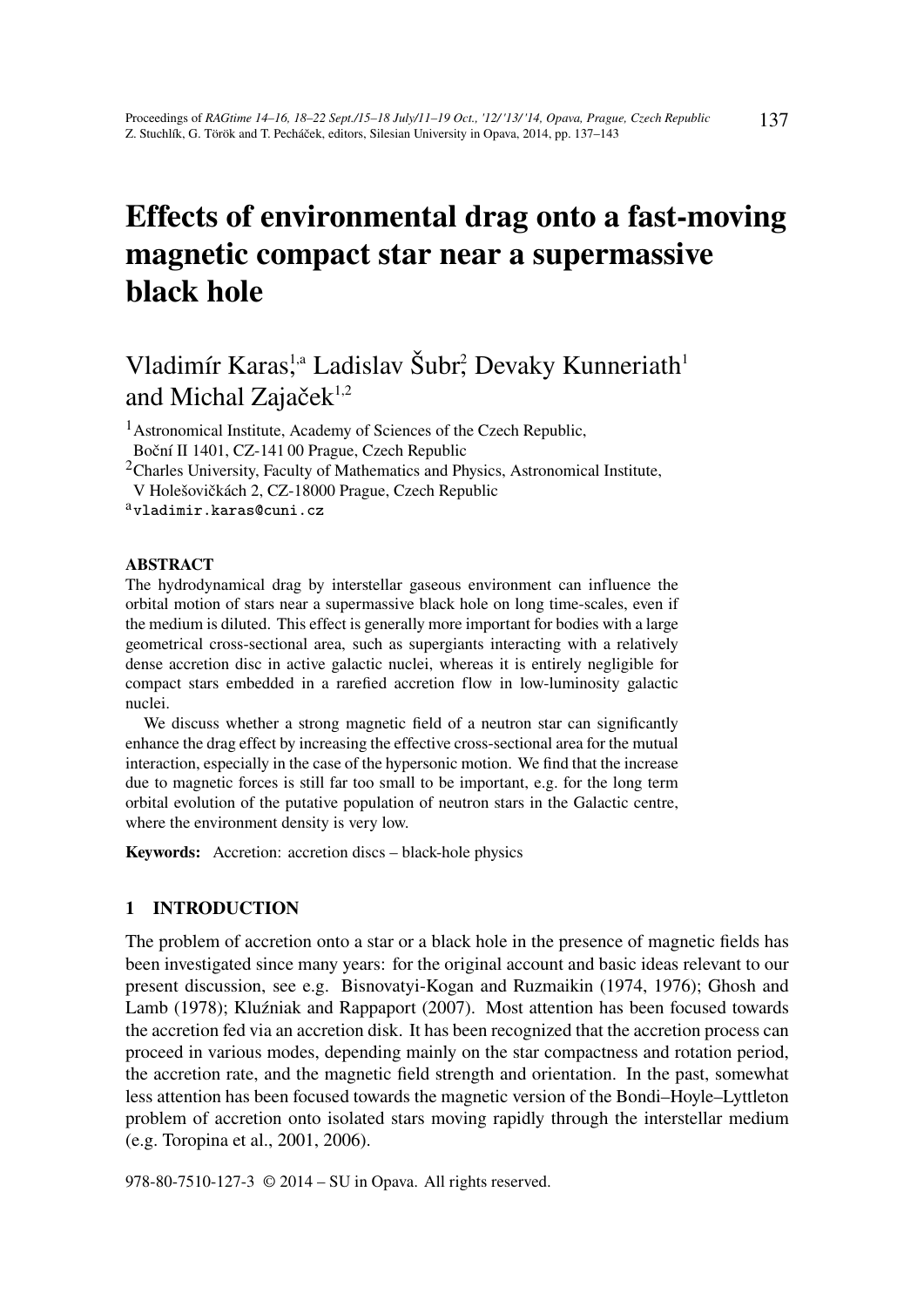# Effects of environmental drag onto a fast-moving magnetic compact star near a supermassive black hole

Vladimír Karas[1,a] Ladislav Šubr[2] Devaky Kunneriath[1] and Michal Zajaček[1,2]

[1] Astronomical Institute, Academy of Sciences of the Czech Republic, Boční II 1401, CZ-141 00 Prague, Czech Republic

[2] Charles University, Faculty of Mathematics and Physics, Astronomical Institute, V Holešovičkách 2, CZ-18000 Prague, Czech Republic

[a] vladimir.karas@cuni.cz

## ABSTRACT

The hydrodynamical drag by interstellar gaseous environment can influence the orbital motion of stars near a supermassive black hole on long time-scales, even if the medium is diluted. This effect is generally more important for bodies with a large geometrical cross-sectional area, such as supergiants interacting with a relatively dense accretion disc in active galactic nuclei, whereas it is entirely negligible for compact stars embedded in a rarefied accretion flow in low-luminosity galactic nuclei.

We discuss whether a strong magnetic field of a neutron star can significantly enhance the drag effect by increasing the effective cross-sectional area for the mutual interaction, especially in the case of the hypersonic motion. We find that the increase due to magnetic forces is still far too small to be important, e.g. for the long term orbital evolution of the putative population of neutron stars in the Galactic centre, where the environment density is very low.

**Keywords:** Accretion: accretion discs – black-hole physics

## 1 INTRODUCTION

The problem of accretion onto a star or a black hole in the presence of magnetic fields has been investigated since many years: for the original account and basic ideas relevant to our present discussion, see e.g. Bisnovatyi-Kogan and Ruzmaikin (1974, 1976); Ghosh and Lamb (1978); Kluźniak and Rappaport (2007). Most attention has been focused towards the accretion fed via an accretion disk. It has been recognized that the accretion process can proceed in various modes, depending mainly on the star compactness and rotation period, the accretion rate, and the magnetic field strength and orientation. In the past, somewhat less attention has been focused towards the magnetic version of the Bondi–Hoyle–Lyttleton problem of accretion onto isolated stars moving rapidly through the interstellar medium (e.g. Toropina et al., 2001, 2006).

978-80-7510-127-3 © 2014 – SU in Opava. All rights reserved.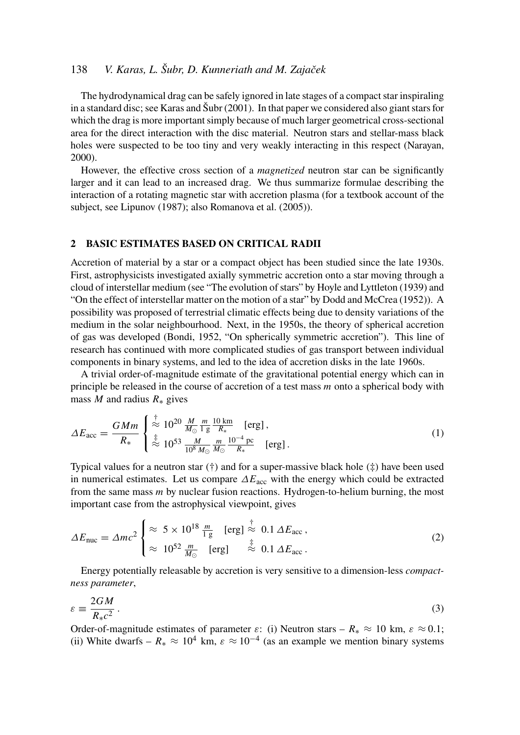The hydrodynamical drag can be safely ignored in late stages of a compact star inspiraling in a standard disc; see Karas and Šubr (2001). In that paper we considered also giant stars for which the drag is more important simply because of much larger geometrical cross-sectional area for the direct interaction with the disc material. Neutron stars and stellar-mass black holes were suspected to be too tiny and very weakly interacting in this respect (Narayan, 2000).

However, the effective cross section of a *magnetized* neutron star can be significantly larger and it can lead to an increased drag. We thus summarize formulae describing the interaction of a rotating magnetic star with accretion plasma (for a textbook account of the subject, see Lipunov (1987); also Romanova et al. (2005)).

## 2 BASIC ESTIMATES BASED ON CRITICAL RADII

Accretion of material by a star or a compact object has been studied since the late 1930s. First, astrophysicists investigated axially symmetric accretion onto a star moving through a cloud of interstellar medium (see "The evolution of stars" by Hoyle and Lyttleton (1939) and "On the effect of interstellar matter on the motion of a star" by Dodd and McCrea (1952)). A possibility was proposed of terrestrial climatic effects being due to density variations of the medium in the solar neighbourhood. Next, in the 1950s, the theory of spherical accretion of gas was developed (Bondi, 1952, "On spherically symmetric accretion"). This line of research has continued with more complicated studies of gas transport between individual components in binary systems, and led to the idea of accretion disks in the late 1960s.

A trivial order-of-magnitude estimate of the gravitational potential energy which can in principle be released in the course of accretion of a test mass $m$ onto a spherical body with mass $M$ and radius $R_*$ gives

$$
\Delta E_{\mathrm{acc}} = \frac{GMm}{R_*} \begin{cases} \overset{\dagger}{\approx} \; 10^{20} \, \frac{M}{M_\odot} \, \frac{m}{1\,\mathrm{g}} \, \frac{10\,\mathrm{km}}{R_*} \quad [\mathrm{erg}]\,, \\ \overset{\ddagger}{\approx} \; 10^{53} \, \frac{M}{10^8\,M_\odot} \, \frac{m}{M_\odot} \, \frac{10^{-4}\,\mathrm{pc}}{R_*} \quad [\mathrm{erg}]\,. \end{cases} \tag{1}
$$

Typical values for a neutron star (†) and for a super-massive black hole (‡) have been used in numerical estimates. Let us compare $\Delta E_{\mathrm{acc}}$ with the energy which could be extracted from the same mass $m$ by nuclear fusion reactions. Hydrogen-to-helium burning, the most important case from the astrophysical viewpoint, gives

$$
\Delta E_{\mathrm{nuc}} = \Delta m c^2 \begin{cases} \approx \; 5 \times 10^{18} \, \frac{m}{1\,\mathrm{g}} \quad [\mathrm{erg}] \overset{\dagger}{\approx} \; 0.1 \, \Delta E_{\mathrm{acc}}\,, \\ \approx \; 10^{52} \, \frac{m}{M_\odot} \quad [\mathrm{erg}] \quad\;\; \overset{\ddagger}{\approx} \; 0.1 \, \Delta E_{\mathrm{acc}}\,. \end{cases} \tag{2}
$$

Energy potentially releasable by accretion is very sensitive to a dimension-less *compactness parameter*,

$$
\varepsilon \equiv \frac{2GM}{R_* c^2}\,. \tag{3}
$$

Order-of-magnitude estimates of parameter $\varepsilon$: (i) Neutron stars – $R_* \approx 10$ km, $\varepsilon \approx 0.1$; (ii) White dwarfs – $R_* \approx 10^4$ km, $\varepsilon \approx 10^{-4}$ (as an example we mention binary systems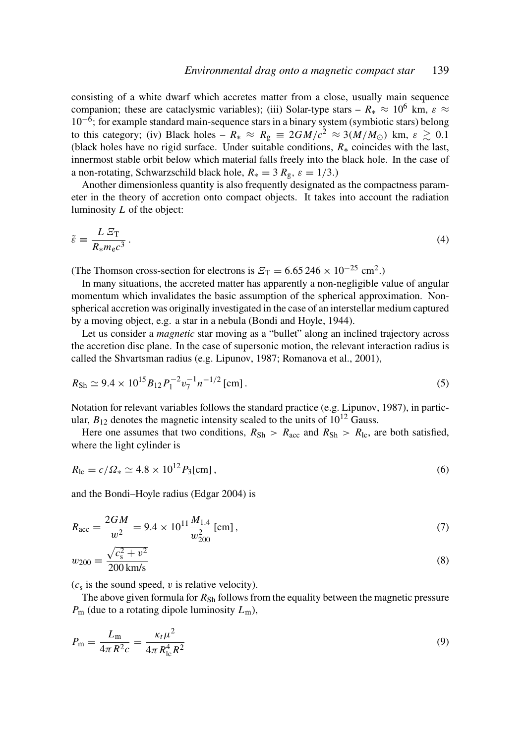consisting of a white dwarf which accretes matter from a close, usually main sequence companion; these are cataclysmic variables); (iii) Solar-type stars – $R_* \approx 10^6$ km, $\varepsilon \approx 10^{-6}$; for example standard main-sequence stars in a binary system (symbiotic stars) belong to this category; (iv) Black holes – $R_* \approx R_{\rm g} \equiv 2GM/c^2 \approx 3(M/M_\odot)$ km, $\varepsilon \gtrsim 0.1$ (black holes have no rigid surface. Under suitable conditions, $R_*$ coincides with the last, innermost stable orbit below which material falls freely into the black hole. In the case of a non-rotating, Schwarzschild black hole, $R_* = 3\,R_{\rm g}$, $\varepsilon = 1/3$.)

Another dimensionless quantity is also frequently designated as the compactness parameter in the theory of accretion onto compact objects. It takes into account the radiation luminosity $L$ of the object:

$$\tilde{\varepsilon} \equiv \frac{L\,\Xi_{\rm T}}{R_* m_{\rm e} c^3}\,. \tag{4}$$

(The Thomson cross-section for electrons is $\Xi_{\rm T} = 6.65\,246 \times 10^{-25}$ cm$^2$.)

In many situations, the accreted matter has apparently a non-negligible value of angular momentum which invalidates the basic assumption of the spherical approximation. Non-spherical accretion was originally investigated in the case of an interstellar medium captured by a moving object, e.g. a star in a nebula (Bondi and Hoyle, 1944).

Let us consider a *magnetic* star moving as a "bullet" along an inclined trajectory across the accretion disc plane. In the case of supersonic motion, the relevant interaction radius is called the Shvartsman radius (e.g. Lipunov, 1987; Romanova et al., 2001),

$$R_{\rm Sh} \simeq 9.4 \times 10^{15} B_{12} P_1^{-2} v_7^{-1} n^{-1/2}\,[\rm cm]\,. \tag{5}$$

Notation for relevant variables follows the standard practice (e.g. Lipunov, 1987), in particular, $B_{12}$ denotes the magnetic intensity scaled to the units of $10^{12}$ Gauss.

Here one assumes that two conditions, $R_{\rm Sh} > R_{\rm acc}$ and $R_{\rm Sh} > R_{\rm lc}$, are both satisfied, where the light cylinder is

$$R_{\rm lc} = c/\Omega_* \simeq 4.8 \times 10^{12} P_3 [\rm cm]\,, \tag{6}$$

and the Bondi–Hoyle radius (Edgar 2004) is

$$R_{\rm acc} = \frac{2GM}{w^2} = 9.4 \times 10^{11} \frac{M_{1.4}}{w_{200}^2}\,[\rm cm]\,, \tag{7}$$

$$w_{200} = \frac{\sqrt{c_{\rm s}^2 + v^2}}{200\,\rm km/s} \tag{8}$$

($c_{\rm s}$ is the sound speed, $v$ is relative velocity).

The above given formula for $R_{\rm Sh}$ follows from the equality between the magnetic pressure $P_{\rm m}$ (due to a rotating dipole luminosity $L_{\rm m}$),

$$P_{\rm m} = \frac{L_{\rm m}}{4\pi R^2 c} = \frac{\kappa_t \mu^2}{4\pi R_{\rm lc}^4 R^2} \tag{9}$$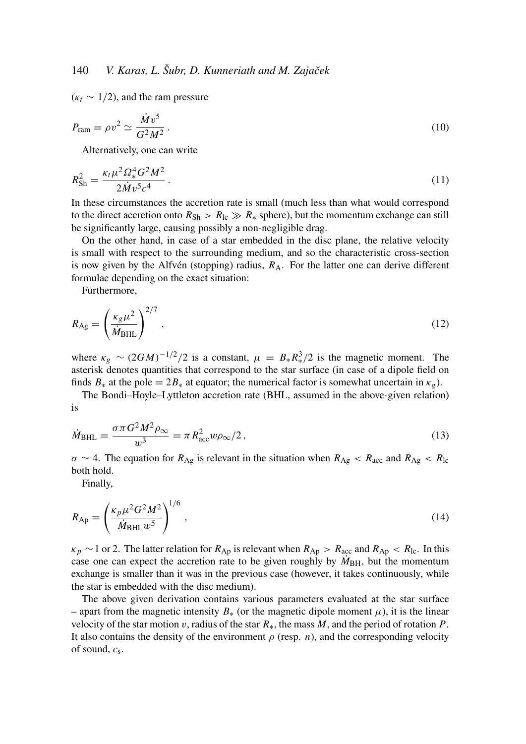($\kappa_t \sim 1/2$), and the ram pressure

$$P_{\rm ram} = \rho v^2 \simeq \frac{\dot{M} v^5}{G^2 M^2}\,. \tag{10}$$

Alternatively, one can write

$$R_{\rm Sh}^2 = \frac{\kappa_t \mu^2 \Omega_*^4 G^2 M^2}{2 \dot{M} v^5 c^4}\,. \tag{11}$$

In these circumstances the accretion rate is small (much less than what would correspond to the direct accretion onto $R_{\rm Sh} > R_{\rm lc} \gg R_*$ sphere), but the momentum exchange can still be significantly large, causing possibly a non-negligible drag.

On the other hand, in case of a star embedded in the disc plane, the relative velocity is small with respect to the surrounding medium, and so the characteristic cross-section is now given by the Alfvén (stopping) radius, $R_{\rm A}$. For the latter one can derive different formulae depending on the exact situation:

Furthermore,

$$R_{\rm Ag} = \left(\frac{\kappa_g \mu^2}{\dot{M}_{\rm BHL}}\right)^{2/7}, \tag{12}$$

where $\kappa_g \sim (2GM)^{-1/2}/2$ is a constant, $\mu = B_* R_*^3/2$ is the magnetic moment. The asterisk denotes quantities that correspond to the star surface (in case of a dipole field on finds $B_*$ at the pole $= 2B_*$ at equator; the numerical factor is somewhat uncertain in $\kappa_g$).

The Bondi–Hoyle–Lyttleton accretion rate (BHL, assumed in the above-given relation) is

$$\dot{M}_{\rm BHL} = \frac{\sigma \pi G^2 M^2 \rho_\infty}{w^3} = \pi R_{\rm acc}^2 w \rho_\infty/2\,, \tag{13}$$

$\sigma \sim 4$. The equation for $R_{\rm Ag}$ is relevant in the situation when $R_{\rm Ag} < R_{\rm acc}$ and $R_{\rm Ag} < R_{\rm lc}$ both hold.

Finally,

$$R_{\rm Ap} = \left(\frac{\kappa_p \mu^2 G^2 M^2}{\dot{M}_{\rm BHL} w^5}\right)^{1/6}, \tag{14}$$

$\kappa_p \sim 1$ or 2. The latter relation for $R_{\rm Ap}$ is relevant when $R_{\rm Ap} > R_{\rm acc}$ and $R_{\rm Ap} < R_{\rm lc}$. In this case one can expect the accretion rate to be given roughly by $\dot{M}_{\rm BH}$, but the momentum exchange is smaller than it was in the previous case (however, it takes continuously, while the star is embedded with the disc medium).

The above given derivation contains various parameters evaluated at the star surface – apart from the magnetic intensity $B_*$ (or the magnetic dipole moment $\mu$), it is the linear velocity of the star motion $v$, radius of the star $R_*$, the mass $M$, and the period of rotation $P$. It also contains the density of the environment $\rho$ (resp. $n$), and the corresponding velocity of sound, $c_{\rm s}$.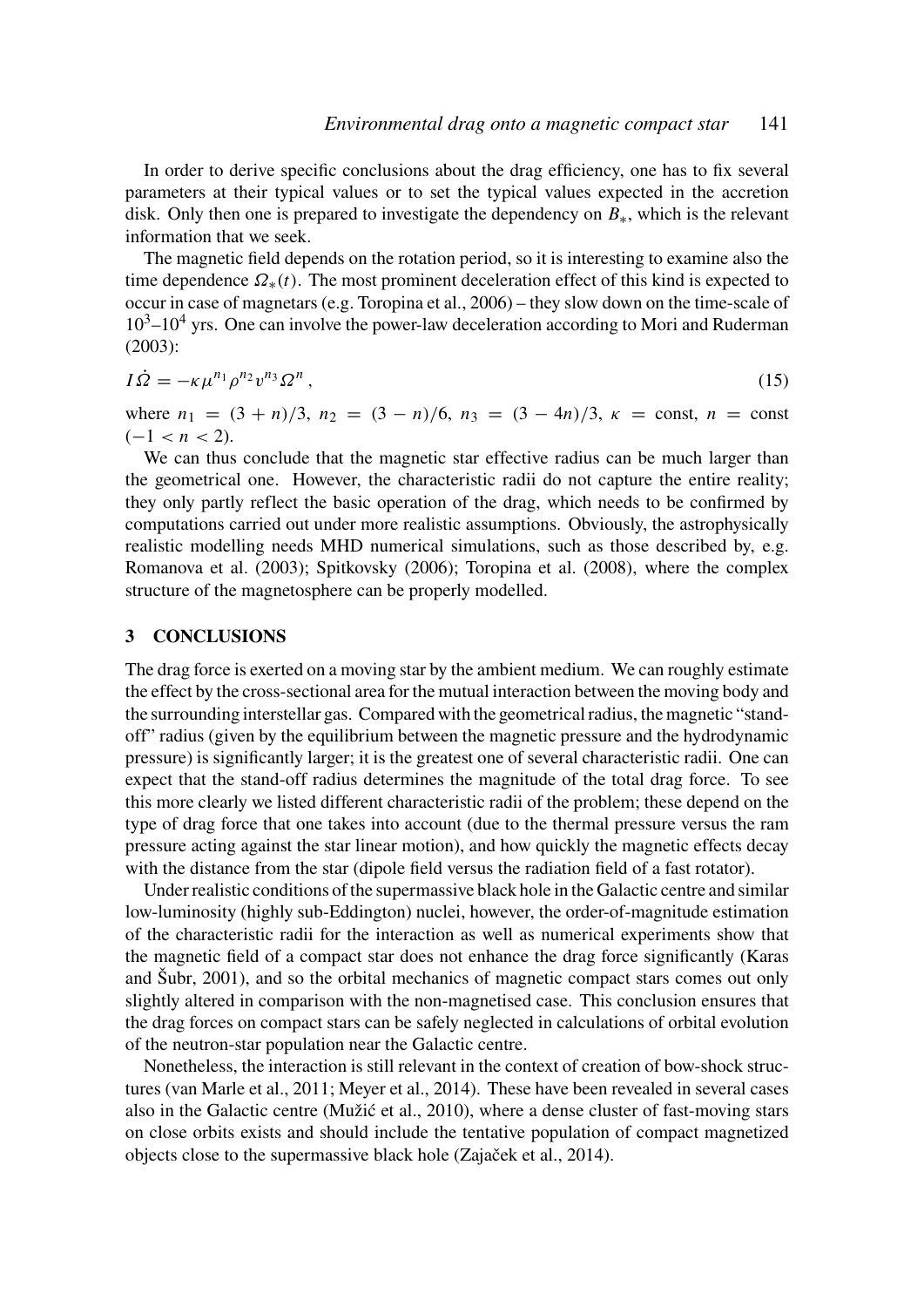In order to derive specific conclusions about the drag efficiency, one has to fix several parameters at their typical values or to set the typical values expected in the accretion disk. Only then one is prepared to investigate the dependency on $B_*$, which is the relevant information that we seek.

The magnetic field depends on the rotation period, so it is interesting to examine also the time dependence $\Omega_*(t)$. The most prominent deceleration effect of this kind is expected to occur in case of magnetars (e.g. Toropina et al., 2006) – they slow down on the time-scale of $10^3$–$10^4$ yrs. One can involve the power-law deceleration according to Mori and Ruderman (2003):

$$I\dot{\Omega} = -\kappa\mu^{n_1}\rho^{n_2}v^{n_3}\Omega^n\,, \tag{15}$$

where $n_1 = (3+n)/3$, $n_2 = (3-n)/6$, $n_3 = (3-4n)/3$, $\kappa = \text{const}$, $n = \text{const}$ $(-1 < n < 2)$.

We can thus conclude that the magnetic star effective radius can be much larger than the geometrical one. However, the characteristic radii do not capture the entire reality; they only partly reflect the basic operation of the drag, which needs to be confirmed by computations carried out under more realistic assumptions. Obviously, the astrophysically realistic modelling needs MHD numerical simulations, such as those described by, e.g. Romanova et al. (2003); Spitkovsky (2006); Toropina et al. (2008), where the complex structure of the magnetosphere can be properly modelled.

## 3 CONCLUSIONS

The drag force is exerted on a moving star by the ambient medium. We can roughly estimate the effect by the cross-sectional area for the mutual interaction between the moving body and the surrounding interstellar gas. Compared with the geometrical radius, the magnetic "stand-off" radius (given by the equilibrium between the magnetic pressure and the hydrodynamic pressure) is significantly larger; it is the greatest one of several characteristic radii. One can expect that the stand-off radius determines the magnitude of the total drag force. To see this more clearly we listed different characteristic radii of the problem; these depend on the type of drag force that one takes into account (due to the thermal pressure versus the ram pressure acting against the star linear motion), and how quickly the magnetic effects decay with the distance from the star (dipole field versus the radiation field of a fast rotator).

Under realistic conditions of the supermassive black hole in the Galactic centre and similar low-luminosity (highly sub-Eddington) nuclei, however, the order-of-magnitude estimation of the characteristic radii for the interaction as well as numerical experiments show that the magnetic field of a compact star does not enhance the drag force significantly (Karas and Šubr, 2001), and so the orbital mechanics of magnetic compact stars comes out only slightly altered in comparison with the non-magnetised case. This conclusion ensures that the drag forces on compact stars can be safely neglected in calculations of orbital evolution of the neutron-star population near the Galactic centre.

Nonetheless, the interaction is still relevant in the context of creation of bow-shock structures (van Marle et al., 2011; Meyer et al., 2014). These have been revealed in several cases also in the Galactic centre (Mužić et al., 2010), where a dense cluster of fast-moving stars on close orbits exists and should include the tentative population of compact magnetized objects close to the supermassive black hole (Zajaček et al., 2014).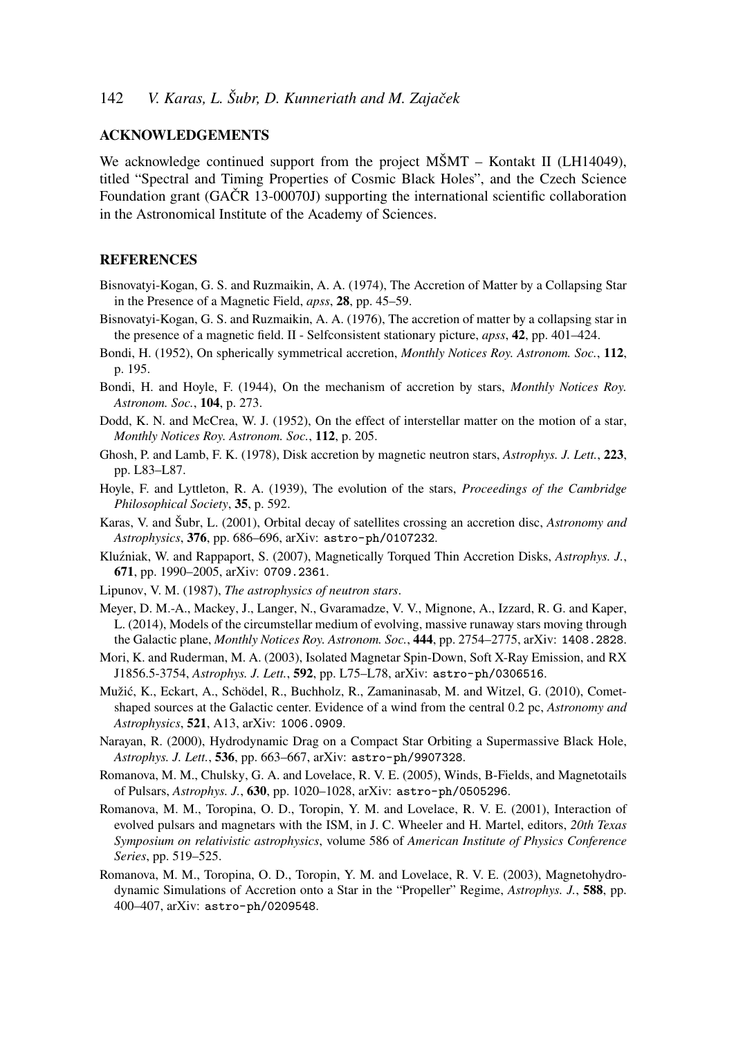## ACKNOWLEDGEMENTS

We acknowledge continued support from the project MŠMT – Kontakt II (LH14049), titled "Spectral and Timing Properties of Cosmic Black Holes", and the Czech Science Foundation grant (GAČR 13-00070J) supporting the international scientific collaboration in the Astronomical Institute of the Academy of Sciences.

## REFERENCES

Bisnovatyi-Kogan, G. S. and Ruzmaikin, A. A. (1974), The Accretion of Matter by a Collapsing Star in the Presence of a Magnetic Field, *apss*, **28**, pp. 45–59.

Bisnovatyi-Kogan, G. S. and Ruzmaikin, A. A. (1976), The accretion of matter by a collapsing star in the presence of a magnetic field. II - Selfconsistent stationary picture, *apss*, **42**, pp. 401–424.

Bondi, H. (1952), On spherically symmetrical accretion, *Monthly Notices Roy. Astronom. Soc.*, **112**, p. 195.

Bondi, H. and Hoyle, F. (1944), On the mechanism of accretion by stars, *Monthly Notices Roy. Astronom. Soc.*, **104**, p. 273.

Dodd, K. N. and McCrea, W. J. (1952), On the effect of interstellar matter on the motion of a star, *Monthly Notices Roy. Astronom. Soc.*, **112**, p. 205.

Ghosh, P. and Lamb, F. K. (1978), Disk accretion by magnetic neutron stars, *Astrophys. J. Lett.*, **223**, pp. L83–L87.

Hoyle, F. and Lyttleton, R. A. (1939), The evolution of the stars, *Proceedings of the Cambridge Philosophical Society*, **35**, p. 592.

Karas, V. and Šubr, L. (2001), Orbital decay of satellites crossing an accretion disc, *Astronomy and Astrophysics*, **376**, pp. 686–696, arXiv: astro-ph/0107232.

Kluźniak, W. and Rappaport, S. (2007), Magnetically Torqued Thin Accretion Disks, *Astrophys. J.*, **671**, pp. 1990–2005, arXiv: 0709.2361.

Lipunov, V. M. (1987), *The astrophysics of neutron stars*.

Meyer, D. M.-A., Mackey, J., Langer, N., Gvaramadze, V. V., Mignone, A., Izzard, R. G. and Kaper, L. (2014), Models of the circumstellar medium of evolving, massive runaway stars moving through the Galactic plane, *Monthly Notices Roy. Astronom. Soc.*, **444**, pp. 2754–2775, arXiv: 1408.2828.

Mori, K. and Ruderman, M. A. (2003), Isolated Magnetar Spin-Down, Soft X-Ray Emission, and RX J1856.5-3754, *Astrophys. J. Lett.*, **592**, pp. L75–L78, arXiv: astro-ph/0306516.

Mužić, K., Eckart, A., Schödel, R., Buchholz, R., Zamaninasab, M. and Witzel, G. (2010), Comet-shaped sources at the Galactic center. Evidence of a wind from the central 0.2 pc, *Astronomy and Astrophysics*, **521**, A13, arXiv: 1006.0909.

Narayan, R. (2000), Hydrodynamic Drag on a Compact Star Orbiting a Supermassive Black Hole, *Astrophys. J. Lett.*, **536**, pp. 663–667, arXiv: astro-ph/9907328.

Romanova, M. M., Chulsky, G. A. and Lovelace, R. V. E. (2005), Winds, B-Fields, and Magnetotails of Pulsars, *Astrophys. J.*, **630**, pp. 1020–1028, arXiv: astro-ph/0505296.

Romanova, M. M., Toropina, O. D., Toropin, Y. M. and Lovelace, R. V. E. (2001), Interaction of evolved pulsars and magnetars with the ISM, in J. C. Wheeler and H. Martel, editors, *20th Texas Symposium on relativistic astrophysics*, volume 586 of *American Institute of Physics Conference Series*, pp. 519–525.

Romanova, M. M., Toropina, O. D., Toropin, Y. M. and Lovelace, R. V. E. (2003), Magnetohydrodynamic Simulations of Accretion onto a Star in the "Propeller" Regime, *Astrophys. J.*, **588**, pp. 400–407, arXiv: astro-ph/0209548.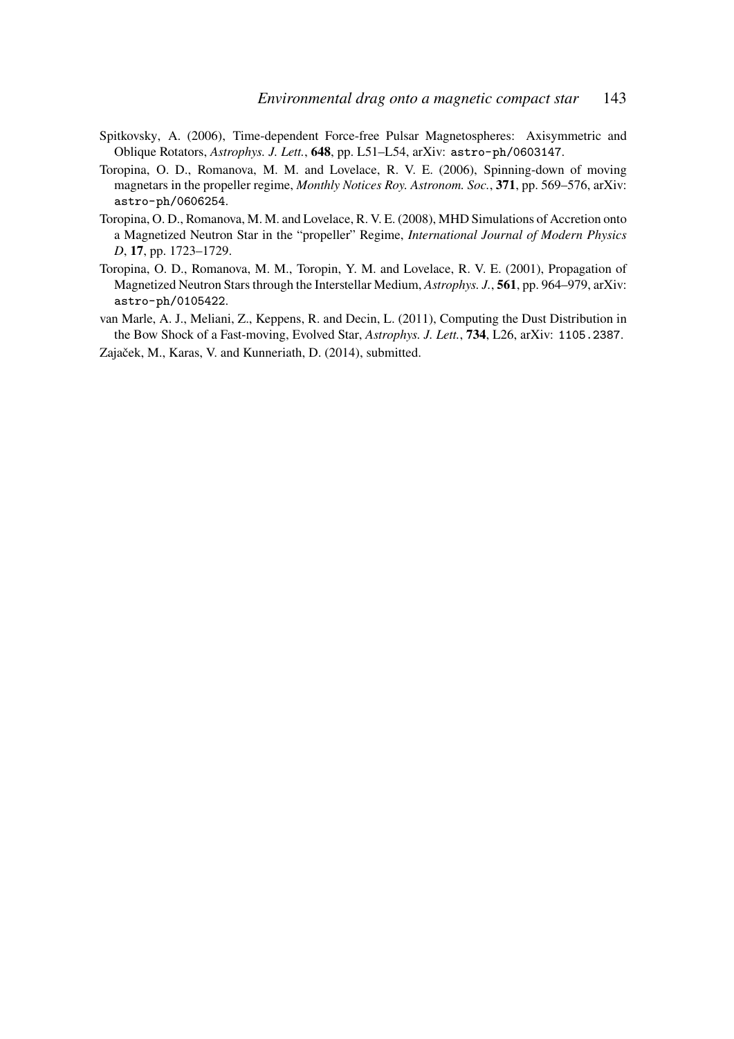Spitkovsky, A. (2006), Time-dependent Force-free Pulsar Magnetospheres: Axisymmetric and Oblique Rotators, *Astrophys. J. Lett.*, **648**, pp. L51–L54, arXiv: astro-ph/0603147.

Toropina, O. D., Romanova, M. M. and Lovelace, R. V. E. (2006), Spinning-down of moving magnetars in the propeller regime, *Monthly Notices Roy. Astronom. Soc.*, **371**, pp. 569–576, arXiv: astro-ph/0606254.

Toropina, O. D., Romanova, M. M. and Lovelace, R. V. E. (2008), MHD Simulations of Accretion onto a Magnetized Neutron Star in the "propeller" Regime, *International Journal of Modern Physics D*, **17**, pp. 1723–1729.

Toropina, O. D., Romanova, M. M., Toropin, Y. M. and Lovelace, R. V. E. (2001), Propagation of Magnetized Neutron Stars through the Interstellar Medium, *Astrophys. J.*, **561**, pp. 964–979, arXiv: astro-ph/0105422.

van Marle, A. J., Meliani, Z., Keppens, R. and Decin, L. (2011), Computing the Dust Distribution in the Bow Shock of a Fast-moving, Evolved Star, *Astrophys. J. Lett.*, **734**, L26, arXiv: 1105.2387.

Zajaček, M., Karas, V. and Kunneriath, D. (2014), submitted.